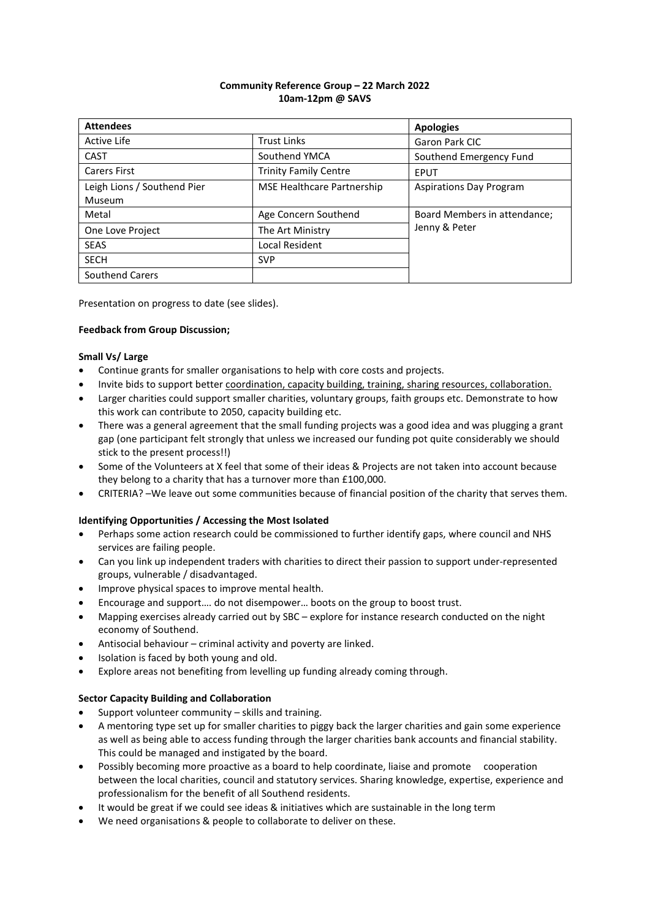**Community Reference Group – 22 March 2022**
**10am-12pm @ SAVS**

| Attendees | | Apologies |
|---|---|---|
| Active Life | Trust Links | Garon Park CIC |
| CAST | Southend YMCA | Southend Emergency Fund |
| Carers First | Trinity Family Centre | EPUT |
| Leigh Lions / Southend Pier Museum | MSE Healthcare Partnership | Aspirations Day Program |
| Metal | Age Concern Southend | Board Members in attendance; Jenny & Peter |
| One Love Project | The Art Ministry | |
| SEAS | Local Resident | |
| SECH | SVP | |
| Southend Carers | | |

Presentation on progress to date (see slides).

**Feedback from Group Discussion;**

**Small Vs/ Large**

- Continue grants for smaller organisations to help with core costs and projects.
- Invite bids to support better coordination, capacity building, training, sharing resources, collaboration.
- Larger charities could support smaller charities, voluntary groups, faith groups etc. Demonstrate to how this work can contribute to 2050, capacity building etc.
- There was a general agreement that the small funding projects was a good idea and was plugging a grant gap (one participant felt strongly that unless we increased our funding pot quite considerably we should stick to the present process!!)
- Some of the Volunteers at X feel that some of their ideas & Projects are not taken into account because they belong to a charity that has a turnover more than £100,000.
- CRITERIA? –We leave out some communities because of financial position of the charity that serves them.

**Identifying Opportunities / Accessing the Most Isolated**

- Perhaps some action research could be commissioned to further identify gaps, where council and NHS services are failing people.
- Can you link up independent traders with charities to direct their passion to support under-represented groups, vulnerable / disadvantaged.
- Improve physical spaces to improve mental health.
- Encourage and support…. do not disempower… boots on the group to boost trust.
- Mapping exercises already carried out by SBC – explore for instance research conducted on the night economy of Southend.
- Antisocial behaviour – criminal activity and poverty are linked.
- Isolation is faced by both young and old.
- Explore areas not benefiting from levelling up funding already coming through.

**Sector Capacity Building and Collaboration**

- Support volunteer community – skills and training.
- A mentoring type set up for smaller charities to piggy back the larger charities and gain some experience as well as being able to access funding through the larger charities bank accounts and financial stability. This could be managed and instigated by the board.
- Possibly becoming more proactive as a board to help coordinate, liaise and promote cooperation between the local charities, council and statutory services. Sharing knowledge, expertise, experience and professionalism for the benefit of all Southend residents.
- It would be great if we could see ideas & initiatives which are sustainable in the long term
- We need organisations & people to collaborate to deliver on these.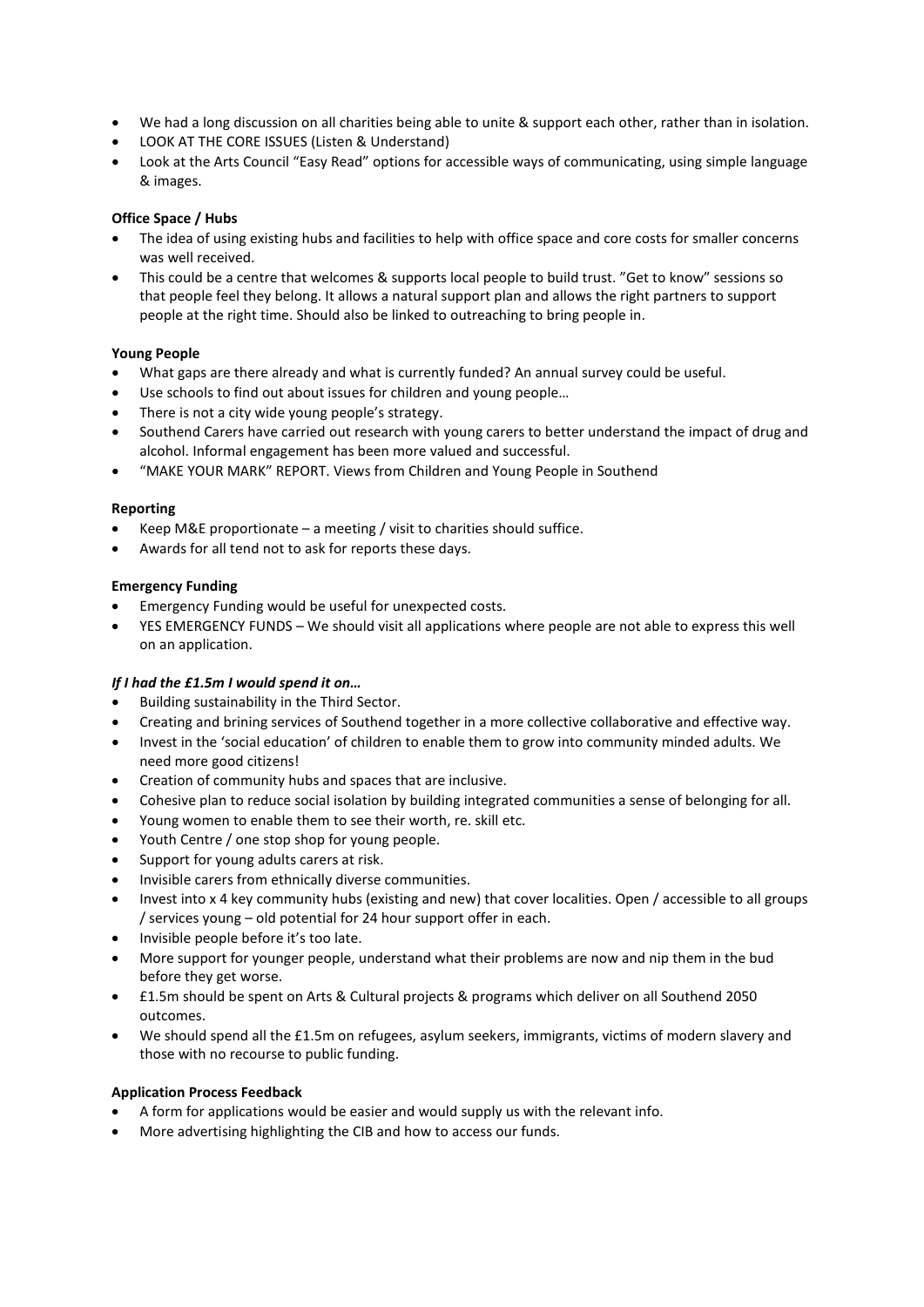- We had a long discussion on all charities being able to unite & support each other, rather than in isolation.
- LOOK AT THE CORE ISSUES (Listen & Understand)
- Look at the Arts Council "Easy Read" options for accessible ways of communicating, using simple language & images.

**Office Space / Hubs**

- The idea of using existing hubs and facilities to help with office space and core costs for smaller concerns was well received.
- This could be a centre that welcomes & supports local people to build trust. "Get to know" sessions so that people feel they belong. It allows a natural support plan and allows the right partners to support people at the right time. Should also be linked to outreaching to bring people in.

**Young People**

- What gaps are there already and what is currently funded? An annual survey could be useful.
- Use schools to find out about issues for children and young people…
- There is not a city wide young people's strategy.
- Southend Carers have carried out research with young carers to better understand the impact of drug and alcohol. Informal engagement has been more valued and successful.
- "MAKE YOUR MARK" REPORT. Views from Children and Young People in Southend

**Reporting**

- Keep M&E proportionate – a meeting / visit to charities should suffice.
- Awards for all tend not to ask for reports these days.

**Emergency Funding**

- Emergency Funding would be useful for unexpected costs.
- YES EMERGENCY FUNDS – We should visit all applications where people are not able to express this well on an application.

***If I had the £1.5m I would spend it on…***

- Building sustainability in the Third Sector.
- Creating and brining services of Southend together in a more collective collaborative and effective way.
- Invest in the 'social education' of children to enable them to grow into community minded adults. We need more good citizens!
- Creation of community hubs and spaces that are inclusive.
- Cohesive plan to reduce social isolation by building integrated communities a sense of belonging for all.
- Young women to enable them to see their worth, re. skill etc.
- Youth Centre / one stop shop for young people.
- Support for young adults carers at risk.
- Invisible carers from ethnically diverse communities.
- Invest into x 4 key community hubs (existing and new) that cover localities. Open / accessible to all groups / services young – old potential for 24 hour support offer in each.
- Invisible people before it's too late.
- More support for younger people, understand what their problems are now and nip them in the bud before they get worse.
- £1.5m should be spent on Arts & Cultural projects & programs which deliver on all Southend 2050 outcomes.
- We should spend all the £1.5m on refugees, asylum seekers, immigrants, victims of modern slavery and those with no recourse to public funding.

**Application Process Feedback**

- A form for applications would be easier and would supply us with the relevant info.
- More advertising highlighting the CIB and how to access our funds.